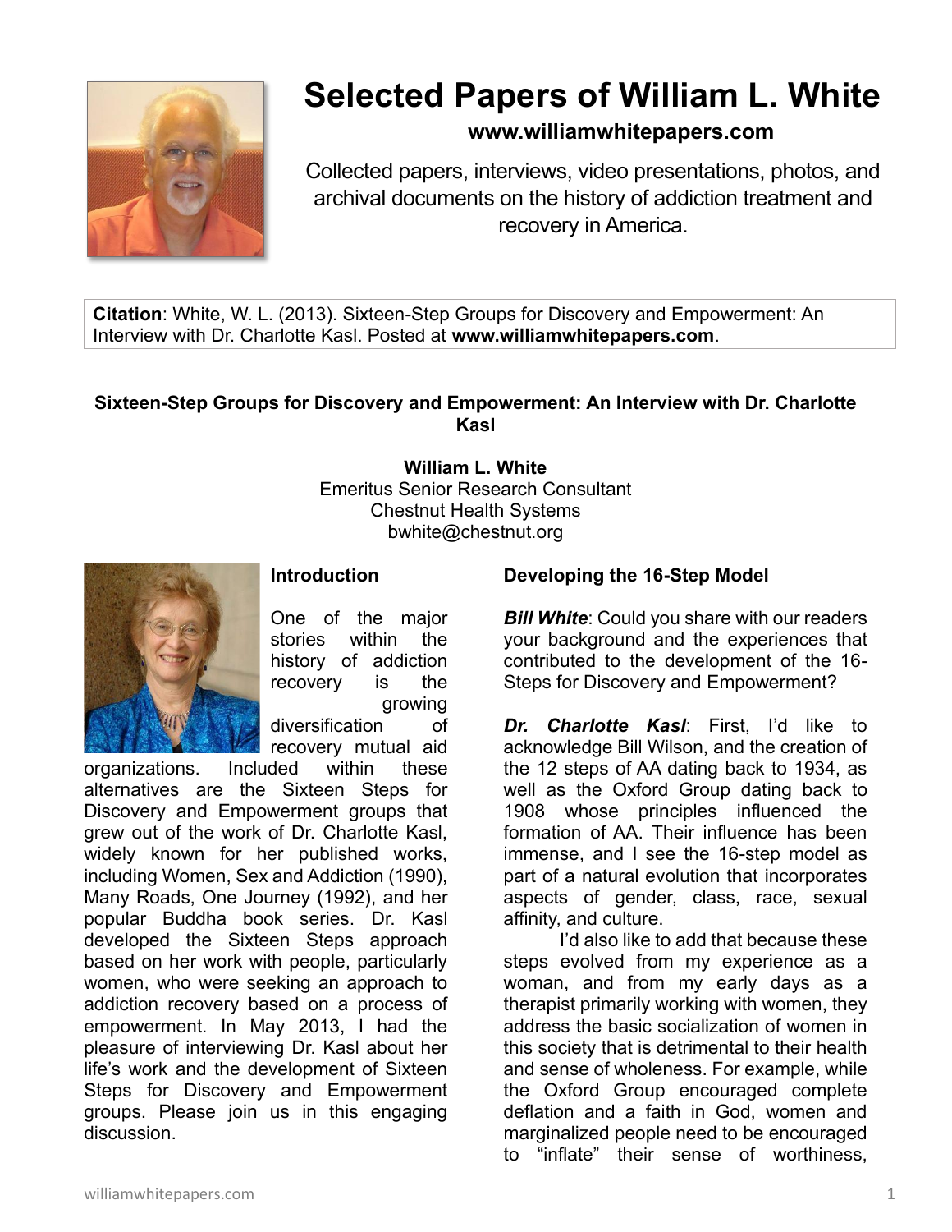# Selected Papers of William L. White

**www.williamwhitepapers.com**

Collected papers, interviews, video presentations, photos, and archival documents on the history of addiction treatment and recovery in America.

**Citation**: White, W. L. (2013). Sixteen-Step Groups for Discovery and Empowerment: An Interview with Dr. Charlotte Kasl. Posted at **www.williamwhitepapers.com**.

## Sixteen-Step Groups for Discovery and Empowerment: An Interview with Dr. Charlotte Kasl

**William L. White**
Emeritus Senior Research Consultant
Chestnut Health Systems
bwhite@chestnut.org

### Introduction

One of the major stories within the history of addiction recovery is the growing diversification of recovery mutual aid organizations. Included within these alternatives are the Sixteen Steps for Discovery and Empowerment groups that grew out of the work of Dr. Charlotte Kasl, widely known for her published works, including Women, Sex and Addiction (1990), Many Roads, One Journey (1992), and her popular Buddha book series. Dr. Kasl developed the Sixteen Steps approach based on her work with people, particularly women, who were seeking an approach to addiction recovery based on a process of empowerment. In May 2013, I had the pleasure of interviewing Dr. Kasl about her life's work and the development of Sixteen Steps for Discovery and Empowerment groups. Please join us in this engaging discussion.

### Developing the 16-Step Model

***Bill White***: Could you share with our readers your background and the experiences that contributed to the development of the 16-Steps for Discovery and Empowerment?

***Dr. Charlotte Kasl***: First, I'd like to acknowledge Bill Wilson, and the creation of the 12 steps of AA dating back to 1934, as well as the Oxford Group dating back to 1908 whose principles influenced the formation of AA. Their influence has been immense, and I see the 16-step model as part of a natural evolution that incorporates aspects of gender, class, race, sexual affinity, and culture.

I'd also like to add that because these steps evolved from my experience as a woman, and from my early days as a therapist primarily working with women, they address the basic socialization of women in this society that is detrimental to their health and sense of wholeness. For example, while the Oxford Group encouraged complete deflation and a faith in God, women and marginalized people need to be encouraged to "inflate" their sense of worthiness,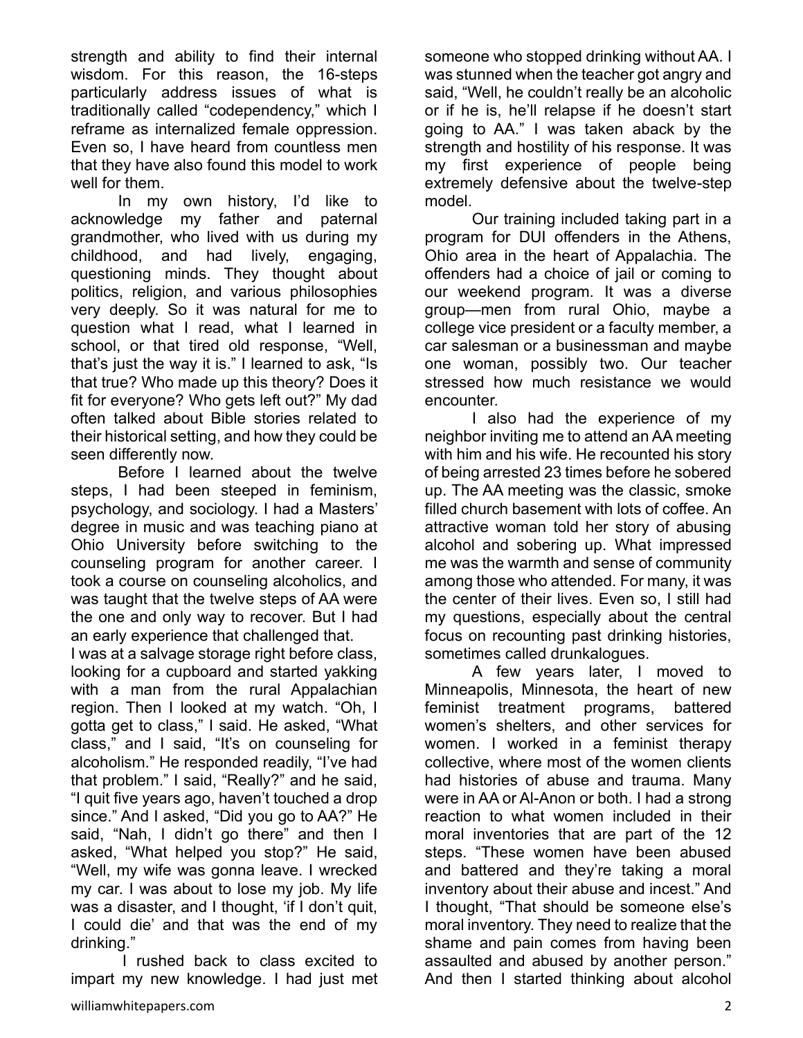strength and ability to find their internal wisdom. For this reason, the 16-steps particularly address issues of what is traditionally called "codependency," which I reframe as internalized female oppression. Even so, I have heard from countless men that they have also found this model to work well for them.

In my own history, I'd like to acknowledge my father and paternal grandmother, who lived with us during my childhood, and had lively, engaging, questioning minds. They thought about politics, religion, and various philosophies very deeply. So it was natural for me to question what I read, what I learned in school, or that tired old response, "Well, that's just the way it is." I learned to ask, "Is that true? Who made up this theory? Does it fit for everyone? Who gets left out?" My dad often talked about Bible stories related to their historical setting, and how they could be seen differently now.

Before I learned about the twelve steps, I had been steeped in feminism, psychology, and sociology. I had a Masters' degree in music and was teaching piano at Ohio University before switching to the counseling program for another career. I took a course on counseling alcoholics, and was taught that the twelve steps of AA were the one and only way to recover. But I had an early experience that challenged that.

I was at a salvage storage right before class, looking for a cupboard and started yakking with a man from the rural Appalachian region. Then I looked at my watch. "Oh, I gotta get to class," I said. He asked, "What class," and I said, "It's on counseling for alcoholism." He responded readily, "I've had that problem." I said, "Really?" and he said, "I quit five years ago, haven't touched a drop since." And I asked, "Did you go to AA?" He said, "Nah, I didn't go there" and then I asked, "What helped you stop?" He said, "Well, my wife was gonna leave. I wrecked my car. I was about to lose my job. My life was a disaster, and I thought, 'if I don't quit, I could die' and that was the end of my drinking."

I rushed back to class excited to impart my new knowledge. I had just met someone who stopped drinking without AA. I was stunned when the teacher got angry and said, "Well, he couldn't really be an alcoholic or if he is, he'll relapse if he doesn't start going to AA." I was taken aback by the strength and hostility of his response. It was my first experience of people being extremely defensive about the twelve-step model.

Our training included taking part in a program for DUI offenders in the Athens, Ohio area in the heart of Appalachia. The offenders had a choice of jail or coming to our weekend program. It was a diverse group—men from rural Ohio, maybe a college vice president or a faculty member, a car salesman or a businessman and maybe one woman, possibly two. Our teacher stressed how much resistance we would encounter.

I also had the experience of my neighbor inviting me to attend an AA meeting with him and his wife. He recounted his story of being arrested 23 times before he sobered up. The AA meeting was the classic, smoke filled church basement with lots of coffee. An attractive woman told her story of abusing alcohol and sobering up. What impressed me was the warmth and sense of community among those who attended. For many, it was the center of their lives. Even so, I still had my questions, especially about the central focus on recounting past drinking histories, sometimes called drunkalogues.

A few years later, I moved to Minneapolis, Minnesota, the heart of new feminist treatment programs, battered women's shelters, and other services for women. I worked in a feminist therapy collective, where most of the women clients had histories of abuse and trauma. Many were in AA or Al-Anon or both. I had a strong reaction to what women included in their moral inventories that are part of the 12 steps. "These women have been abused and battered and they're taking a moral inventory about their abuse and incest." And I thought, "That should be someone else's moral inventory. They need to realize that the shame and pain comes from having been assaulted and abused by another person." And then I started thinking about alcohol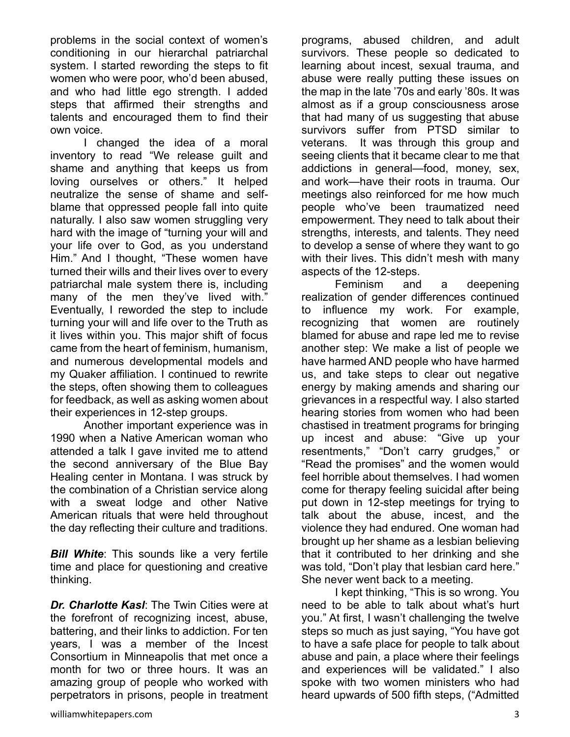problems in the social context of women's conditioning in our hierarchal patriarchal system. I started rewording the steps to fit women who were poor, who'd been abused, and who had little ego strength. I added steps that affirmed their strengths and talents and encouraged them to find their own voice.

I changed the idea of a moral inventory to read "We release guilt and shame and anything that keeps us from loving ourselves or others." It helped neutralize the sense of shame and self-blame that oppressed people fall into quite naturally. I also saw women struggling very hard with the image of "turning your will and your life over to God, as you understand Him." And I thought, "These women have turned their wills and their lives over to every patriarchal male system there is, including many of the men they've lived with." Eventually, I reworded the step to include turning your will and life over to the Truth as it lives within you. This major shift of focus came from the heart of feminism, humanism, and numerous developmental models and my Quaker affiliation. I continued to rewrite the steps, often showing them to colleagues for feedback, as well as asking women about their experiences in 12-step groups.

Another important experience was in 1990 when a Native American woman who attended a talk I gave invited me to attend the second anniversary of the Blue Bay Healing center in Montana. I was struck by the combination of a Christian service along with a sweat lodge and other Native American rituals that were held throughout the day reflecting their culture and traditions.

***Bill White***: This sounds like a very fertile time and place for questioning and creative thinking.

***Dr. Charlotte Kasl***: The Twin Cities were at the forefront of recognizing incest, abuse, battering, and their links to addiction. For ten years, I was a member of the Incest Consortium in Minneapolis that met once a month for two or three hours. It was an amazing group of people who worked with perpetrators in prisons, people in treatment programs, abused children, and adult survivors. These people so dedicated to learning about incest, sexual trauma, and abuse were really putting these issues on the map in the late '70s and early '80s. It was almost as if a group consciousness arose that had many of us suggesting that abuse survivors suffer from PTSD similar to veterans. It was through this group and seeing clients that it became clear to me that addictions in general—food, money, sex, and work—have their roots in trauma. Our meetings also reinforced for me how much people who've been traumatized need empowerment. They need to talk about their strengths, interests, and talents. They need to develop a sense of where they want to go with their lives. This didn't mesh with many aspects of the 12-steps.

Feminism and a deepening realization of gender differences continued to influence my work. For example, recognizing that women are routinely blamed for abuse and rape led me to revise another step: We make a list of people we have harmed AND people who have harmed us, and take steps to clear out negative energy by making amends and sharing our grievances in a respectful way. I also started hearing stories from women who had been chastised in treatment programs for bringing up incest and abuse: "Give up your resentments," "Don't carry grudges," or "Read the promises" and the women would feel horrible about themselves. I had women come for therapy feeling suicidal after being put down in 12-step meetings for trying to talk about the abuse, incest, and the violence they had endured. One woman had brought up her shame as a lesbian believing that it contributed to her drinking and she was told, "Don't play that lesbian card here." She never went back to a meeting.

I kept thinking, "This is so wrong. You need to be able to talk about what's hurt you." At first, I wasn't challenging the twelve steps so much as just saying, "You have got to have a safe place for people to talk about abuse and pain, a place where their feelings and experiences will be validated." I also spoke with two women ministers who had heard upwards of 500 fifth steps, ("Admitted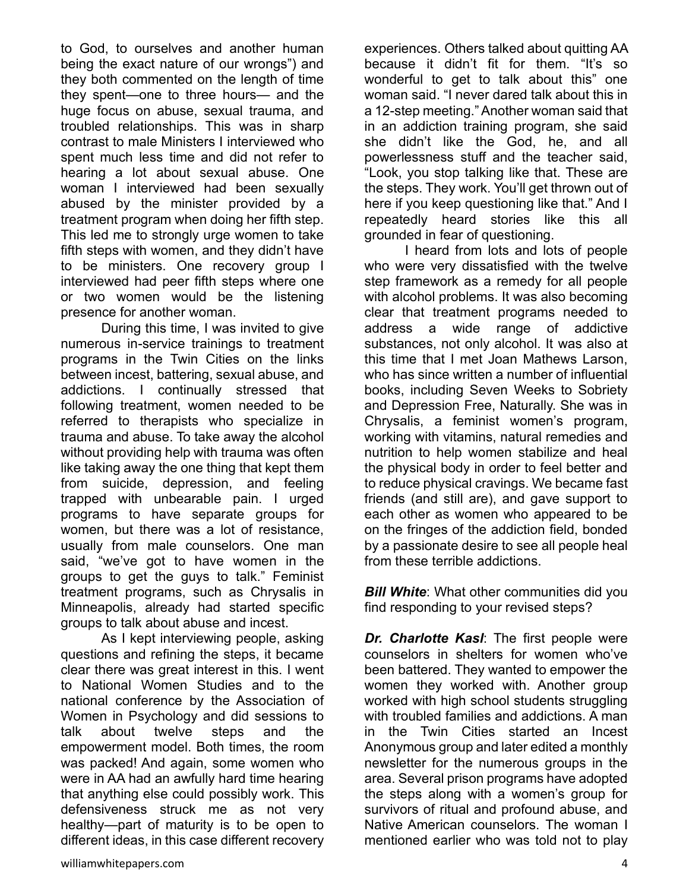to God, to ourselves and another human being the exact nature of our wrongs") and they both commented on the length of time they spent—one to three hours— and the huge focus on abuse, sexual trauma, and troubled relationships. This was in sharp contrast to male Ministers I interviewed who spent much less time and did not refer to hearing a lot about sexual abuse. One woman I interviewed had been sexually abused by the minister provided by a treatment program when doing her fifth step. This led me to strongly urge women to take fifth steps with women, and they didn't have to be ministers. One recovery group I interviewed had peer fifth steps where one or two women would be the listening presence for another woman.

During this time, I was invited to give numerous in-service trainings to treatment programs in the Twin Cities on the links between incest, battering, sexual abuse, and addictions. I continually stressed that following treatment, women needed to be referred to therapists who specialize in trauma and abuse. To take away the alcohol without providing help with trauma was often like taking away the one thing that kept them from suicide, depression, and feeling trapped with unbearable pain. I urged programs to have separate groups for women, but there was a lot of resistance, usually from male counselors. One man said, "we've got to have women in the groups to get the guys to talk." Feminist treatment programs, such as Chrysalis in Minneapolis, already had started specific groups to talk about abuse and incest.

As I kept interviewing people, asking questions and refining the steps, it became clear there was great interest in this. I went to National Women Studies and to the national conference by the Association of Women in Psychology and did sessions to talk about twelve steps and the empowerment model. Both times, the room was packed! And again, some women who were in AA had an awfully hard time hearing that anything else could possibly work. This defensiveness struck me as not very healthy—part of maturity is to be open to different ideas, in this case different recovery experiences. Others talked about quitting AA because it didn't fit for them. "It's so wonderful to get to talk about this" one woman said. "I never dared talk about this in a 12-step meeting." Another woman said that in an addiction training program, she said she didn't like the God, he, and all powerlessness stuff and the teacher said, "Look, you stop talking like that. These are the steps. They work. You'll get thrown out of here if you keep questioning like that." And I repeatedly heard stories like this all grounded in fear of questioning.

I heard from lots and lots of people who were very dissatisfied with the twelve step framework as a remedy for all people with alcohol problems. It was also becoming clear that treatment programs needed to address a wide range of addictive substances, not only alcohol. It was also at this time that I met Joan Mathews Larson, who has since written a number of influential books, including Seven Weeks to Sobriety and Depression Free, Naturally. She was in Chrysalis, a feminist women's program, working with vitamins, natural remedies and nutrition to help women stabilize and heal the physical body in order to feel better and to reduce physical cravings. We became fast friends (and still are), and gave support to each other as women who appeared to be on the fringes of the addiction field, bonded by a passionate desire to see all people heal from these terrible addictions.

***Bill White***: What other communities did you find responding to your revised steps?

***Dr. Charlotte Kasl***: The first people were counselors in shelters for women who've been battered. They wanted to empower the women they worked with. Another group worked with high school students struggling with troubled families and addictions. A man in the Twin Cities started an Incest Anonymous group and later edited a monthly newsletter for the numerous groups in the area. Several prison programs have adopted the steps along with a women's group for survivors of ritual and profound abuse, and Native American counselors. The woman I mentioned earlier who was told not to play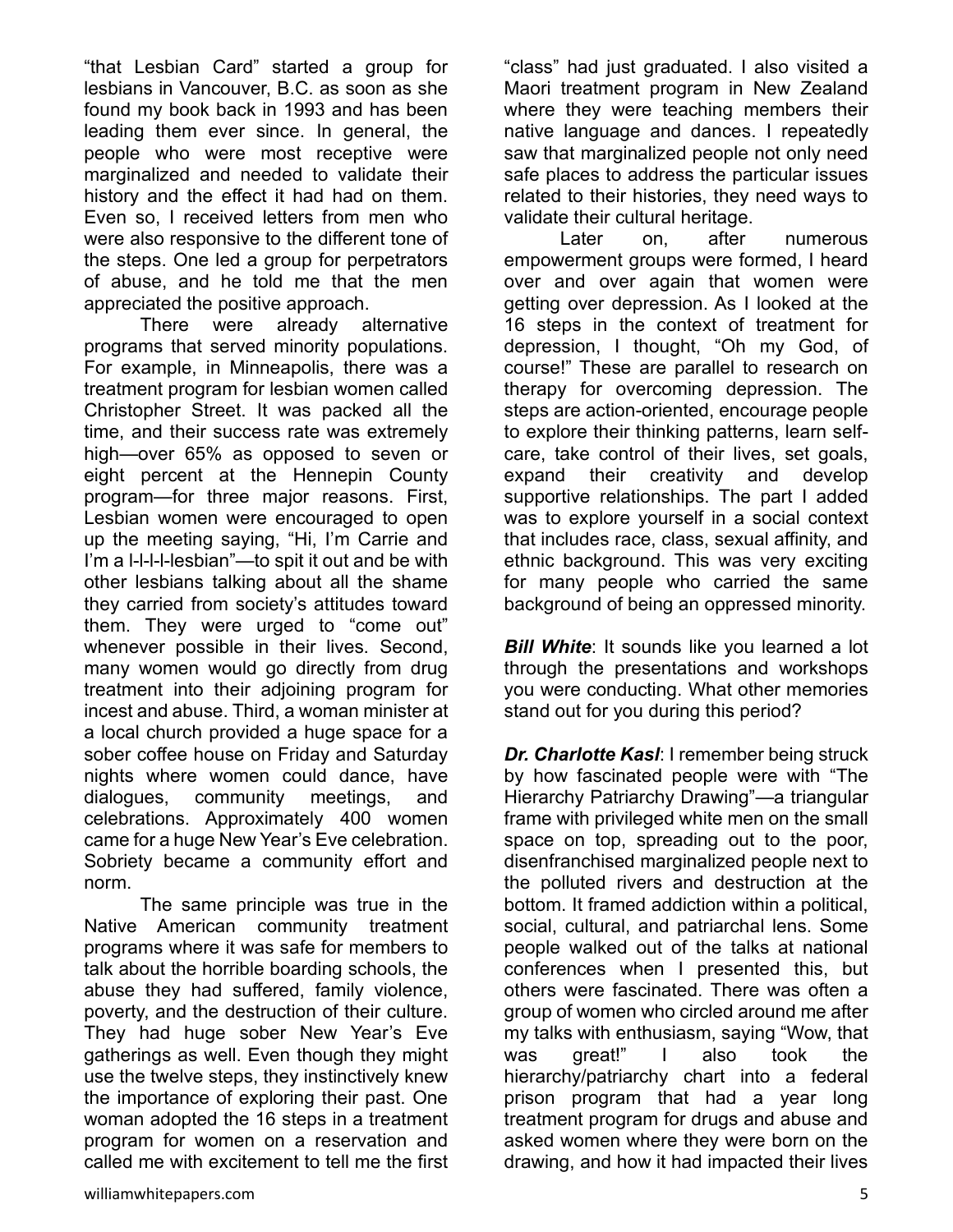"that Lesbian Card" started a group for lesbians in Vancouver, B.C. as soon as she found my book back in 1993 and has been leading them ever since. In general, the people who were most receptive were marginalized and needed to validate their history and the effect it had had on them. Even so, I received letters from men who were also responsive to the different tone of the steps. One led a group for perpetrators of abuse, and he told me that the men appreciated the positive approach.

There were already alternative programs that served minority populations. For example, in Minneapolis, there was a treatment program for lesbian women called Christopher Street. It was packed all the time, and their success rate was extremely high—over 65% as opposed to seven or eight percent at the Hennepin County program—for three major reasons. First, Lesbian women were encouraged to open up the meeting saying, "Hi, I'm Carrie and I'm a l-l-l-l-lesbian"—to spit it out and be with other lesbians talking about all the shame they carried from society's attitudes toward them. They were urged to "come out" whenever possible in their lives. Second, many women would go directly from drug treatment into their adjoining program for incest and abuse. Third, a woman minister at a local church provided a huge space for a sober coffee house on Friday and Saturday nights where women could dance, have dialogues, community meetings, and celebrations. Approximately 400 women came for a huge New Year's Eve celebration. Sobriety became a community effort and norm.

The same principle was true in the Native American community treatment programs where it was safe for members to talk about the horrible boarding schools, the abuse they had suffered, family violence, poverty, and the destruction of their culture. They had huge sober New Year's Eve gatherings as well. Even though they might use the twelve steps, they instinctively knew the importance of exploring their past. One woman adopted the 16 steps in a treatment program for women on a reservation and called me with excitement to tell me the first "class" had just graduated. I also visited a Maori treatment program in New Zealand where they were teaching members their native language and dances. I repeatedly saw that marginalized people not only need safe places to address the particular issues related to their histories, they need ways to validate their cultural heritage.

Later on, after numerous empowerment groups were formed, I heard over and over again that women were getting over depression. As I looked at the 16 steps in the context of treatment for depression, I thought, "Oh my God, of course!" These are parallel to research on therapy for overcoming depression. The steps are action-oriented, encourage people to explore their thinking patterns, learn self-care, take control of their lives, set goals, expand their creativity and develop supportive relationships. The part I added was to explore yourself in a social context that includes race, class, sexual affinity, and ethnic background. This was very exciting for many people who carried the same background of being an oppressed minority.

***Bill White***: It sounds like you learned a lot through the presentations and workshops you were conducting. What other memories stand out for you during this period?

***Dr. Charlotte Kasl***: I remember being struck by how fascinated people were with "The Hierarchy Patriarchy Drawing"—a triangular frame with privileged white men on the small space on top, spreading out to the poor, disenfranchised marginalized people next to the polluted rivers and destruction at the bottom. It framed addiction within a political, social, cultural, and patriarchal lens. Some people walked out of the talks at national conferences when I presented this, but others were fascinated. There was often a group of women who circled around me after my talks with enthusiasm, saying "Wow, that was great!" I also took the hierarchy/patriarchy chart into a federal prison program that had a year long treatment program for drugs and abuse and asked women where they were born on the drawing, and how it had impacted their lives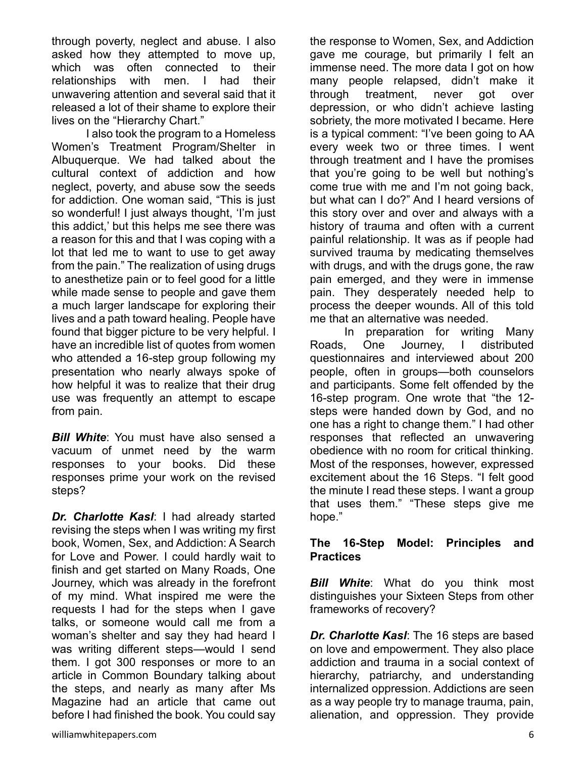through poverty, neglect and abuse. I also asked how they attempted to move up, which was often connected to their relationships with men. I had their unwavering attention and several said that it released a lot of their shame to explore their lives on the "Hierarchy Chart."

I also took the program to a Homeless Women's Treatment Program/Shelter in Albuquerque. We had talked about the cultural context of addiction and how neglect, poverty, and abuse sow the seeds for addiction. One woman said, "This is just so wonderful! I just always thought, 'I'm just this addict,' but this helps me see there was a reason for this and that I was coping with a lot that led me to want to use to get away from the pain." The realization of using drugs to anesthetize pain or to feel good for a little while made sense to people and gave them a much larger landscape for exploring their lives and a path toward healing. People have found that bigger picture to be very helpful. I have an incredible list of quotes from women who attended a 16-step group following my presentation who nearly always spoke of how helpful it was to realize that their drug use was frequently an attempt to escape from pain.

***Bill White***: You must have also sensed a vacuum of unmet need by the warm responses to your books. Did these responses prime your work on the revised steps?

***Dr. Charlotte Kasl***: I had already started revising the steps when I was writing my first book, Women, Sex, and Addiction: A Search for Love and Power. I could hardly wait to finish and get started on Many Roads, One Journey, which was already in the forefront of my mind. What inspired me were the requests I had for the steps when I gave talks, or someone would call me from a woman's shelter and say they had heard I was writing different steps—would I send them. I got 300 responses or more to an article in Common Boundary talking about the steps, and nearly as many after Ms Magazine had an article that came out before I had finished the book. You could say the response to Women, Sex, and Addiction gave me courage, but primarily I felt an immense need. The more data I got on how many people relapsed, didn't make it through treatment, never got over depression, or who didn't achieve lasting sobriety, the more motivated I became. Here is a typical comment: "I've been going to AA every week two or three times. I went through treatment and I have the promises that you're going to be well but nothing's come true with me and I'm not going back, but what can I do?" And I heard versions of this story over and over and always with a history of trauma and often with a current painful relationship. It was as if people had survived trauma by medicating themselves with drugs, and with the drugs gone, the raw pain emerged, and they were in immense pain. They desperately needed help to process the deeper wounds. All of this told me that an alternative was needed.

In preparation for writing Many Roads, One Journey, I distributed questionnaires and interviewed about 200 people, often in groups—both counselors and participants. Some felt offended by the 16-step program. One wrote that "the 12-steps were handed down by God, and no one has a right to change them." I had other responses that reflected an unwavering obedience with no room for critical thinking. Most of the responses, however, expressed excitement about the 16 Steps. "I felt good the minute I read these steps. I want a group that uses them." "These steps give me hope."

**The 16-Step Model: Principles and Practices**

***Bill White***: What do you think most distinguishes your Sixteen Steps from other frameworks of recovery?

***Dr. Charlotte Kasl***: The 16 steps are based on love and empowerment. They also place addiction and trauma in a social context of hierarchy, patriarchy, and understanding internalized oppression. Addictions are seen as a way people try to manage trauma, pain, alienation, and oppression. They provide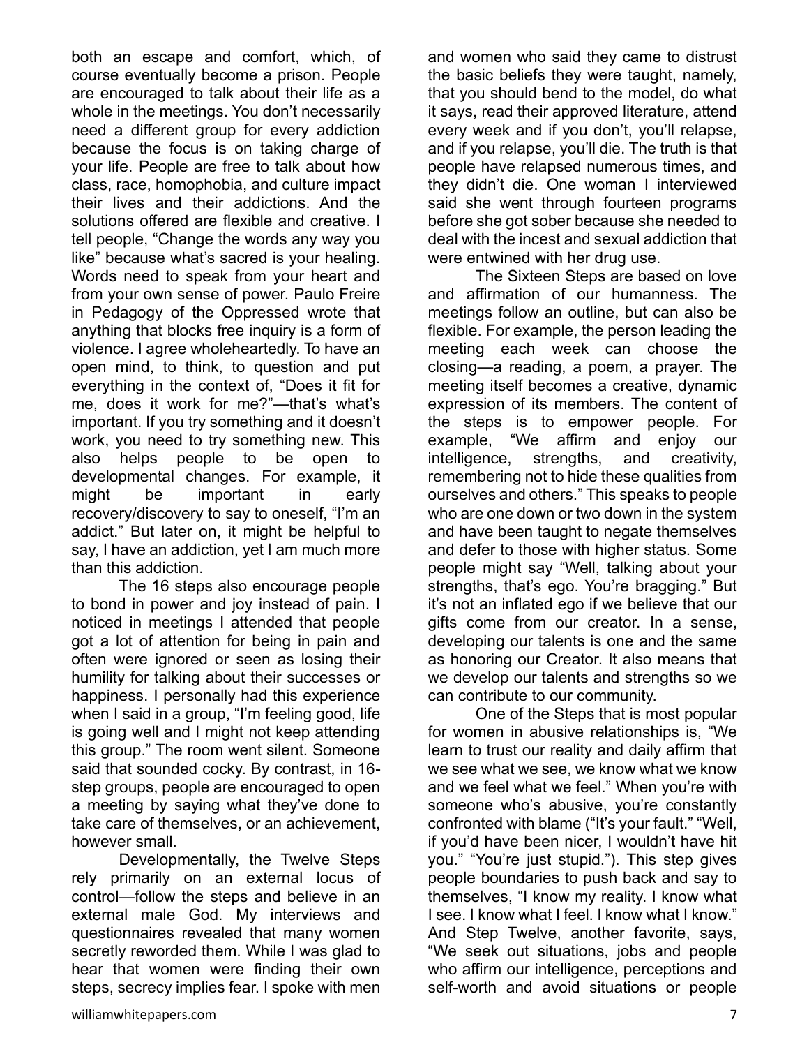both an escape and comfort, which, of course eventually become a prison. People are encouraged to talk about their life as a whole in the meetings. You don't necessarily need a different group for every addiction because the focus is on taking charge of your life. People are free to talk about how class, race, homophobia, and culture impact their lives and their addictions. And the solutions offered are flexible and creative. I tell people, "Change the words any way you like" because what's sacred is your healing. Words need to speak from your heart and from your own sense of power. Paulo Freire in Pedagogy of the Oppressed wrote that anything that blocks free inquiry is a form of violence. I agree wholeheartedly. To have an open mind, to think, to question and put everything in the context of, "Does it fit for me, does it work for me?"—that's what's important. If you try something and it doesn't work, you need to try something new. This also helps people to be open to developmental changes. For example, it might be important in early recovery/discovery to say to oneself, "I'm an addict." But later on, it might be helpful to say, I have an addiction, yet I am much more than this addiction.

The 16 steps also encourage people to bond in power and joy instead of pain. I noticed in meetings I attended that people got a lot of attention for being in pain and often were ignored or seen as losing their humility for talking about their successes or happiness. I personally had this experience when I said in a group, "I'm feeling good, life is going well and I might not keep attending this group." The room went silent. Someone said that sounded cocky. By contrast, in 16-step groups, people are encouraged to open a meeting by saying what they've done to take care of themselves, or an achievement, however small.

Developmentally, the Twelve Steps rely primarily on an external locus of control—follow the steps and believe in an external male God. My interviews and questionnaires revealed that many women secretly reworded them. While I was glad to hear that women were finding their own steps, secrecy implies fear. I spoke with men and women who said they came to distrust the basic beliefs they were taught, namely, that you should bend to the model, do what it says, read their approved literature, attend every week and if you don't, you'll relapse, and if you relapse, you'll die. The truth is that people have relapsed numerous times, and they didn't die. One woman I interviewed said she went through fourteen programs before she got sober because she needed to deal with the incest and sexual addiction that were entwined with her drug use.

The Sixteen Steps are based on love and affirmation of our humanness. The meetings follow an outline, but can also be flexible. For example, the person leading the meeting each week can choose the closing—a reading, a poem, a prayer. The meeting itself becomes a creative, dynamic expression of its members. The content of the steps is to empower people. For example, "We affirm and enjoy our intelligence, strengths, and creativity, remembering not to hide these qualities from ourselves and others." This speaks to people who are one down or two down in the system and have been taught to negate themselves and defer to those with higher status. Some people might say "Well, talking about your strengths, that's ego. You're bragging." But it's not an inflated ego if we believe that our gifts come from our creator. In a sense, developing our talents is one and the same as honoring our Creator. It also means that we develop our talents and strengths so we can contribute to our community.

One of the Steps that is most popular for women in abusive relationships is, "We learn to trust our reality and daily affirm that we see what we see, we know what we know and we feel what we feel." When you're with someone who's abusive, you're constantly confronted with blame ("It's your fault." "Well, if you'd have been nicer, I wouldn't have hit you." "You're just stupid."). This step gives people boundaries to push back and say to themselves, "I know my reality. I know what I see. I know what I feel. I know what I know." And Step Twelve, another favorite, says, "We seek out situations, jobs and people who affirm our intelligence, perceptions and self-worth and avoid situations or people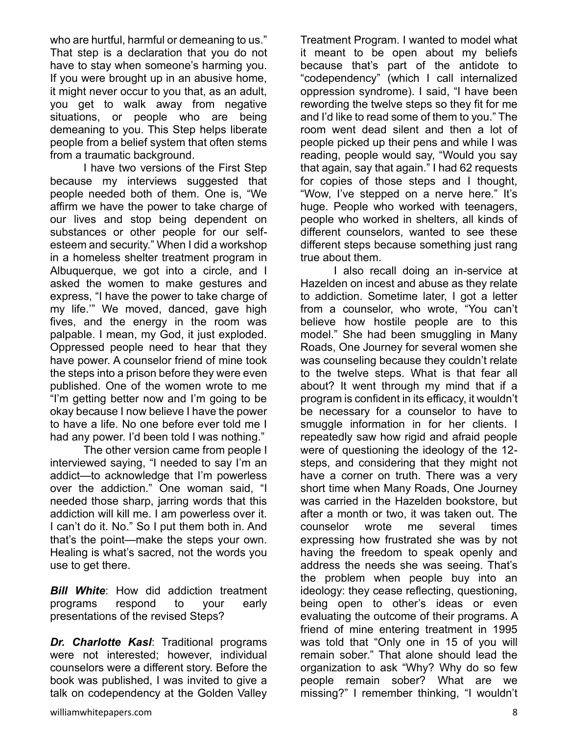who are hurtful, harmful or demeaning to us." That step is a declaration that you do not have to stay when someone's harming you. If you were brought up in an abusive home, it might never occur to you that, as an adult, you get to walk away from negative situations, or people who are being demeaning to you. This Step helps liberate people from a belief system that often stems from a traumatic background.

I have two versions of the First Step because my interviews suggested that people needed both of them. One is, "We affirm we have the power to take charge of our lives and stop being dependent on substances or other people for our self-esteem and security." When I did a workshop in a homeless shelter treatment program in Albuquerque, we got into a circle, and I asked the women to make gestures and express, "I have the power to take charge of my life.'" We moved, danced, gave high fives, and the energy in the room was palpable. I mean, my God, it just exploded. Oppressed people need to hear that they have power. A counselor friend of mine took the steps into a prison before they were even published. One of the women wrote to me "I'm getting better now and I'm going to be okay because I now believe I have the power to have a life. No one before ever told me I had any power. I'd been told I was nothing."

The other version came from people I interviewed saying, "I needed to say I'm an addict—to acknowledge that I'm powerless over the addiction." One woman said, "I needed those sharp, jarring words that this addiction will kill me. I am powerless over it. I can't do it. No." So I put them both in. And that's the point—make the steps your own. Healing is what's sacred, not the words you use to get there.

***Bill White***: How did addiction treatment programs respond to your early presentations of the revised Steps?

***Dr. Charlotte Kasl***: Traditional programs were not interested; however, individual counselors were a different story. Before the book was published, I was invited to give a talk on codependency at the Golden Valley Treatment Program. I wanted to model what it meant to be open about my beliefs because that's part of the antidote to "codependency" (which I call internalized oppression syndrome). I said, "I have been rewording the twelve steps so they fit for me and I'd like to read some of them to you." The room went dead silent and then a lot of people picked up their pens and while I was reading, people would say, "Would you say that again, say that again." I had 62 requests for copies of those steps and I thought, "Wow, I've stepped on a nerve here." It's huge. People who worked with teenagers, people who worked in shelters, all kinds of different counselors, wanted to see these different steps because something just rang true about them.

I also recall doing an in-service at Hazelden on incest and abuse as they relate to addiction. Sometime later, I got a letter from a counselor, who wrote, "You can't believe how hostile people are to this model." She had been smuggling in Many Roads, One Journey for several women she was counseling because they couldn't relate to the twelve steps. What is that fear all about? It went through my mind that if a program is confident in its efficacy, it wouldn't be necessary for a counselor to have to smuggle information in for her clients. I repeatedly saw how rigid and afraid people were of questioning the ideology of the 12-steps, and considering that they might not have a corner on truth. There was a very short time when Many Roads, One Journey was carried in the Hazelden bookstore, but after a month or two, it was taken out. The counselor wrote me several times expressing how frustrated she was by not having the freedom to speak openly and address the needs she was seeing. That's the problem when people buy into an ideology: they cease reflecting, questioning, being open to other's ideas or even evaluating the outcome of their programs. A friend of mine entering treatment in 1995 was told that "Only one in 15 of you will remain sober." That alone should lead the organization to ask "Why? Why do so few people remain sober? What are we missing?" I remember thinking, "I wouldn't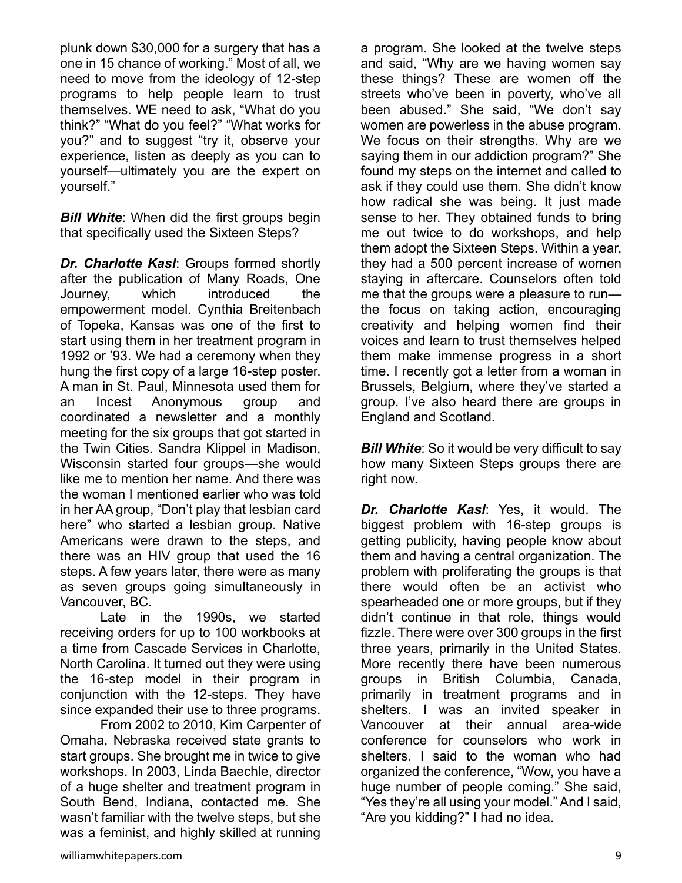plunk down $30,000 for a surgery that has a one in 15 chance of working." Most of all, we need to move from the ideology of 12-step programs to help people learn to trust themselves. WE need to ask, "What do you think?" "What do you feel?" "What works for you?" and to suggest "try it, observe your experience, listen as deeply as you can to yourself—ultimately you are the expert on yourself."

***Bill White***: When did the first groups begin that specifically used the Sixteen Steps?

***Dr. Charlotte Kasl***: Groups formed shortly after the publication of Many Roads, One Journey, which introduced the empowerment model. Cynthia Breitenbach of Topeka, Kansas was one of the first to start using them in her treatment program in 1992 or '93. We had a ceremony when they hung the first copy of a large 16-step poster. A man in St. Paul, Minnesota used them for an Incest Anonymous group and coordinated a newsletter and a monthly meeting for the six groups that got started in the Twin Cities. Sandra Klippel in Madison, Wisconsin started four groups—she would like me to mention her name. And there was the woman I mentioned earlier who was told in her AA group, "Don't play that lesbian card here" who started a lesbian group. Native Americans were drawn to the steps, and there was an HIV group that used the 16 steps. A few years later, there were as many as seven groups going simultaneously in Vancouver, BC.

Late in the 1990s, we started receiving orders for up to 100 workbooks at a time from Cascade Services in Charlotte, North Carolina. It turned out they were using the 16-step model in their program in conjunction with the 12-steps. They have since expanded their use to three programs.

From 2002 to 2010, Kim Carpenter of Omaha, Nebraska received state grants to start groups. She brought me in twice to give workshops. In 2003, Linda Baechle, director of a huge shelter and treatment program in South Bend, Indiana, contacted me. She wasn't familiar with the twelve steps, but she was a feminist, and highly skilled at running a program. She looked at the twelve steps and said, "Why are we having women say these things? These are women off the streets who've been in poverty, who've all been abused." She said, "We don't say women are powerless in the abuse program. We focus on their strengths. Why are we saying them in our addiction program?" She found my steps on the internet and called to ask if they could use them. She didn't know how radical she was being. It just made sense to her. They obtained funds to bring me out twice to do workshops, and help them adopt the Sixteen Steps. Within a year, they had a 500 percent increase of women staying in aftercare. Counselors often told me that the groups were a pleasure to run—the focus on taking action, encouraging creativity and helping women find their voices and learn to trust themselves helped them make immense progress in a short time. I recently got a letter from a woman in Brussels, Belgium, where they've started a group. I've also heard there are groups in England and Scotland.

***Bill White***: So it would be very difficult to say how many Sixteen Steps groups there are right now.

***Dr. Charlotte Kasl***: Yes, it would. The biggest problem with 16-step groups is getting publicity, having people know about them and having a central organization. The problem with proliferating the groups is that there would often be an activist who spearheaded one or more groups, but if they didn't continue in that role, things would fizzle. There were over 300 groups in the first three years, primarily in the United States. More recently there have been numerous groups in British Columbia, Canada, primarily in treatment programs and in shelters. I was an invited speaker in Vancouver at their annual area-wide conference for counselors who work in shelters. I said to the woman who had organized the conference, "Wow, you have a huge number of people coming." She said, "Yes they're all using your model." And I said, "Are you kidding?" I had no idea.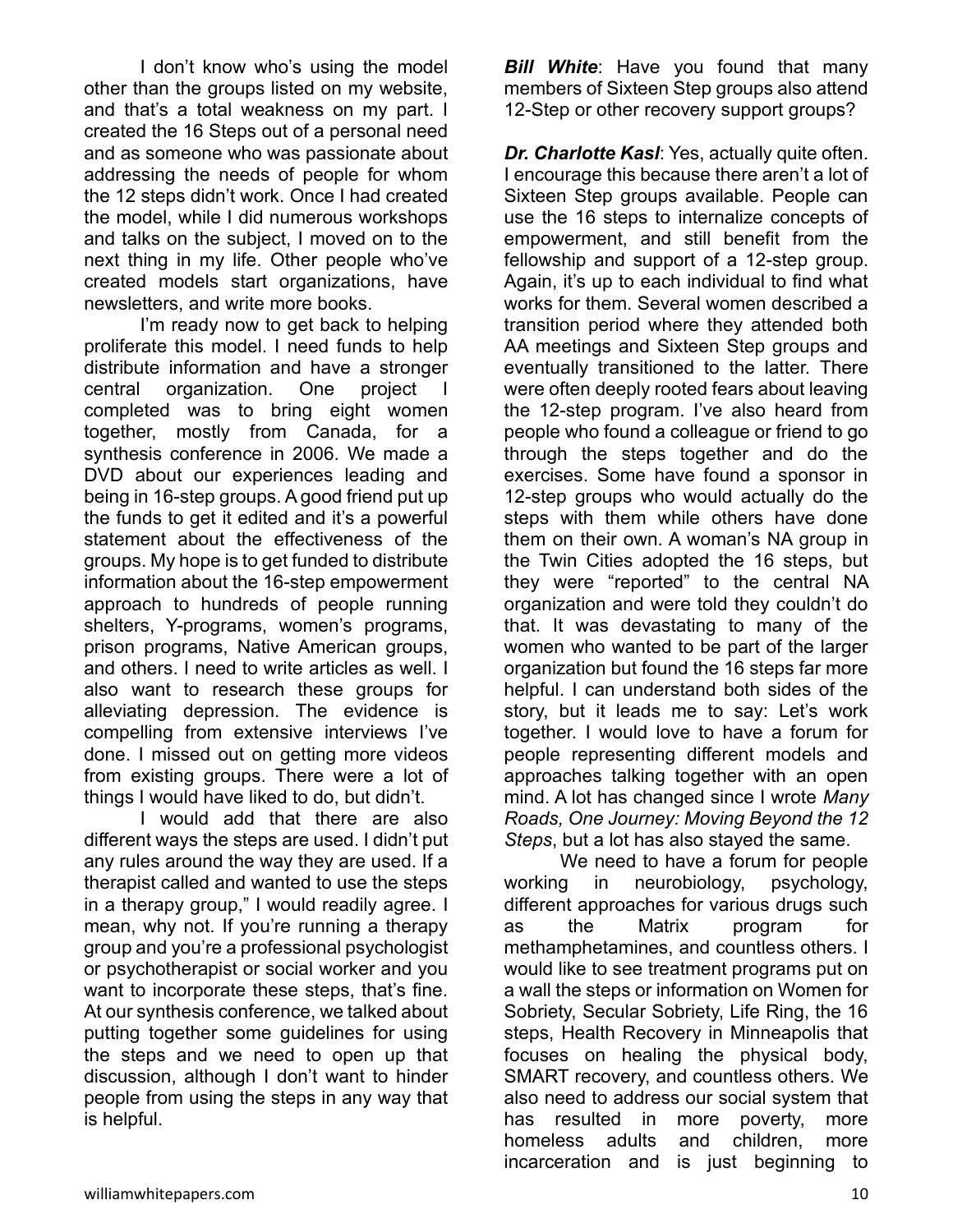I don't know who's using the model other than the groups listed on my website, and that's a total weakness on my part. I created the 16 Steps out of a personal need and as someone who was passionate about addressing the needs of people for whom the 12 steps didn't work. Once I had created the model, while I did numerous workshops and talks on the subject, I moved on to the next thing in my life. Other people who've created models start organizations, have newsletters, and write more books.

I'm ready now to get back to helping proliferate this model. I need funds to help distribute information and have a stronger central organization. One project I completed was to bring eight women together, mostly from Canada, for a synthesis conference in 2006. We made a DVD about our experiences leading and being in 16-step groups. A good friend put up the funds to get it edited and it's a powerful statement about the effectiveness of the groups. My hope is to get funded to distribute information about the 16-step empowerment approach to hundreds of people running shelters, Y-programs, women's programs, prison programs, Native American groups, and others. I need to write articles as well. I also want to research these groups for alleviating depression. The evidence is compelling from extensive interviews I've done. I missed out on getting more videos from existing groups. There were a lot of things I would have liked to do, but didn't.

I would add that there are also different ways the steps are used. I didn't put any rules around the way they are used. If a therapist called and wanted to use the steps in a therapy group," I would readily agree. I mean, why not. If you're running a therapy group and you're a professional psychologist or psychotherapist or social worker and you want to incorporate these steps, that's fine. At our synthesis conference, we talked about putting together some guidelines for using the steps and we need to open up that discussion, although I don't want to hinder people from using the steps in any way that is helpful.

***Bill White***: Have you found that many members of Sixteen Step groups also attend 12-Step or other recovery support groups?

***Dr. Charlotte Kasl***: Yes, actually quite often. I encourage this because there aren't a lot of Sixteen Step groups available. People can use the 16 steps to internalize concepts of empowerment, and still benefit from the fellowship and support of a 12-step group. Again, it's up to each individual to find what works for them. Several women described a transition period where they attended both AA meetings and Sixteen Step groups and eventually transitioned to the latter. There were often deeply rooted fears about leaving the 12-step program. I've also heard from people who found a colleague or friend to go through the steps together and do the exercises. Some have found a sponsor in 12-step groups who would actually do the steps with them while others have done them on their own. A woman's NA group in the Twin Cities adopted the 16 steps, but they were "reported" to the central NA organization and were told they couldn't do that. It was devastating to many of the women who wanted to be part of the larger organization but found the 16 steps far more helpful. I can understand both sides of the story, but it leads me to say: Let's work together. I would love to have a forum for people representing different models and approaches talking together with an open mind. A lot has changed since I wrote *Many Roads, One Journey: Moving Beyond the 12 Steps*, but a lot has also stayed the same.

We need to have a forum for people working in neurobiology, psychology, different approaches for various drugs such as the Matrix program for methamphetamines, and countless others. I would like to see treatment programs put on a wall the steps or information on Women for Sobriety, Secular Sobriety, Life Ring, the 16 steps, Health Recovery in Minneapolis that focuses on healing the physical body, SMART recovery, and countless others. We also need to address our social system that has resulted in more poverty, more homeless adults and children, more incarceration and is just beginning to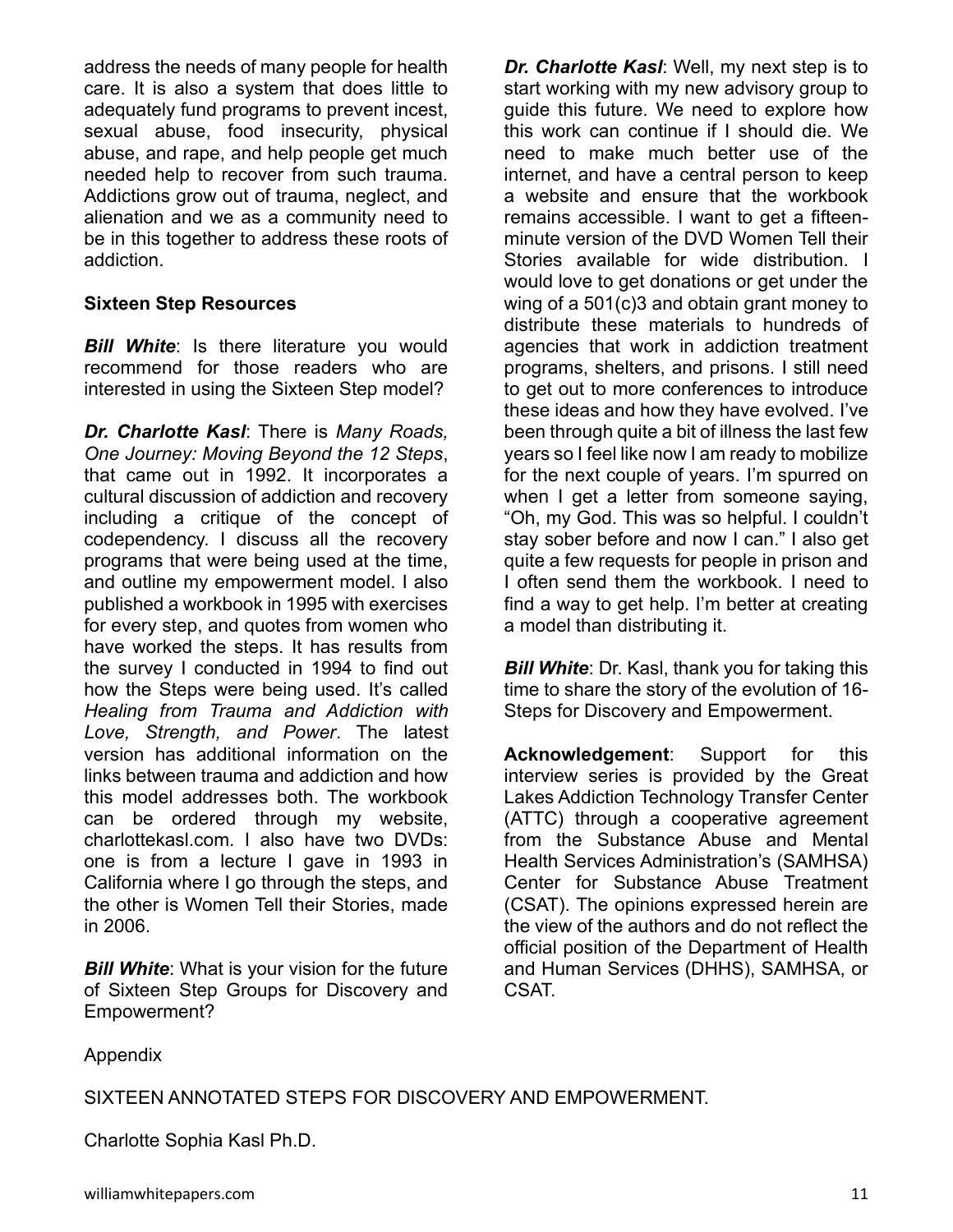address the needs of many people for health care. It is also a system that does little to adequately fund programs to prevent incest, sexual abuse, food insecurity, physical abuse, and rape, and help people get much needed help to recover from such trauma. Addictions grow out of trauma, neglect, and alienation and we as a community need to be in this together to address these roots of addiction.

**Sixteen Step Resources**

***Bill White***: Is there literature you would recommend for those readers who are interested in using the Sixteen Step model?

***Dr. Charlotte Kasl***: There is *Many Roads, One Journey: Moving Beyond the 12 Steps*, that came out in 1992. It incorporates a cultural discussion of addiction and recovery including a critique of the concept of codependency. I discuss all the recovery programs that were being used at the time, and outline my empowerment model. I also published a workbook in 1995 with exercises for every step, and quotes from women who have worked the steps. It has results from the survey I conducted in 1994 to find out how the Steps were being used. It's called *Healing from Trauma and Addiction with Love, Strength, and Power*. The latest version has additional information on the links between trauma and addiction and how this model addresses both. The workbook can be ordered through my website, charlottekasl.com. I also have two DVDs: one is from a lecture I gave in 1993 in California where I go through the steps, and the other is Women Tell their Stories, made in 2006.

***Bill White***: What is your vision for the future of Sixteen Step Groups for Discovery and Empowerment?

***Dr. Charlotte Kasl***: Well, my next step is to start working with my new advisory group to guide this future. We need to explore how this work can continue if I should die. We need to make much better use of the internet, and have a central person to keep a website and ensure that the workbook remains accessible. I want to get a fifteen-minute version of the DVD Women Tell their Stories available for wide distribution. I would love to get donations or get under the wing of a 501(c)3 and obtain grant money to distribute these materials to hundreds of agencies that work in addiction treatment programs, shelters, and prisons. I still need to get out to more conferences to introduce these ideas and how they have evolved. I've been through quite a bit of illness the last few years so I feel like now I am ready to mobilize for the next couple of years. I'm spurred on when I get a letter from someone saying, "Oh, my God. This was so helpful. I couldn't stay sober before and now I can." I also get quite a few requests for people in prison and I often send them the workbook. I need to find a way to get help. I'm better at creating a model than distributing it.

***Bill White***: Dr. Kasl, thank you for taking this time to share the story of the evolution of 16-Steps for Discovery and Empowerment.

**Acknowledgement**: Support for this interview series is provided by the Great Lakes Addiction Technology Transfer Center (ATTC) through a cooperative agreement from the Substance Abuse and Mental Health Services Administration's (SAMHSA) Center for Substance Abuse Treatment (CSAT). The opinions expressed herein are the view of the authors and do not reflect the official position of the Department of Health and Human Services (DHHS), SAMHSA, or CSAT.

Appendix

SIXTEEN ANNOTATED STEPS FOR DISCOVERY AND EMPOWERMENT.

Charlotte Sophia Kasl Ph.D.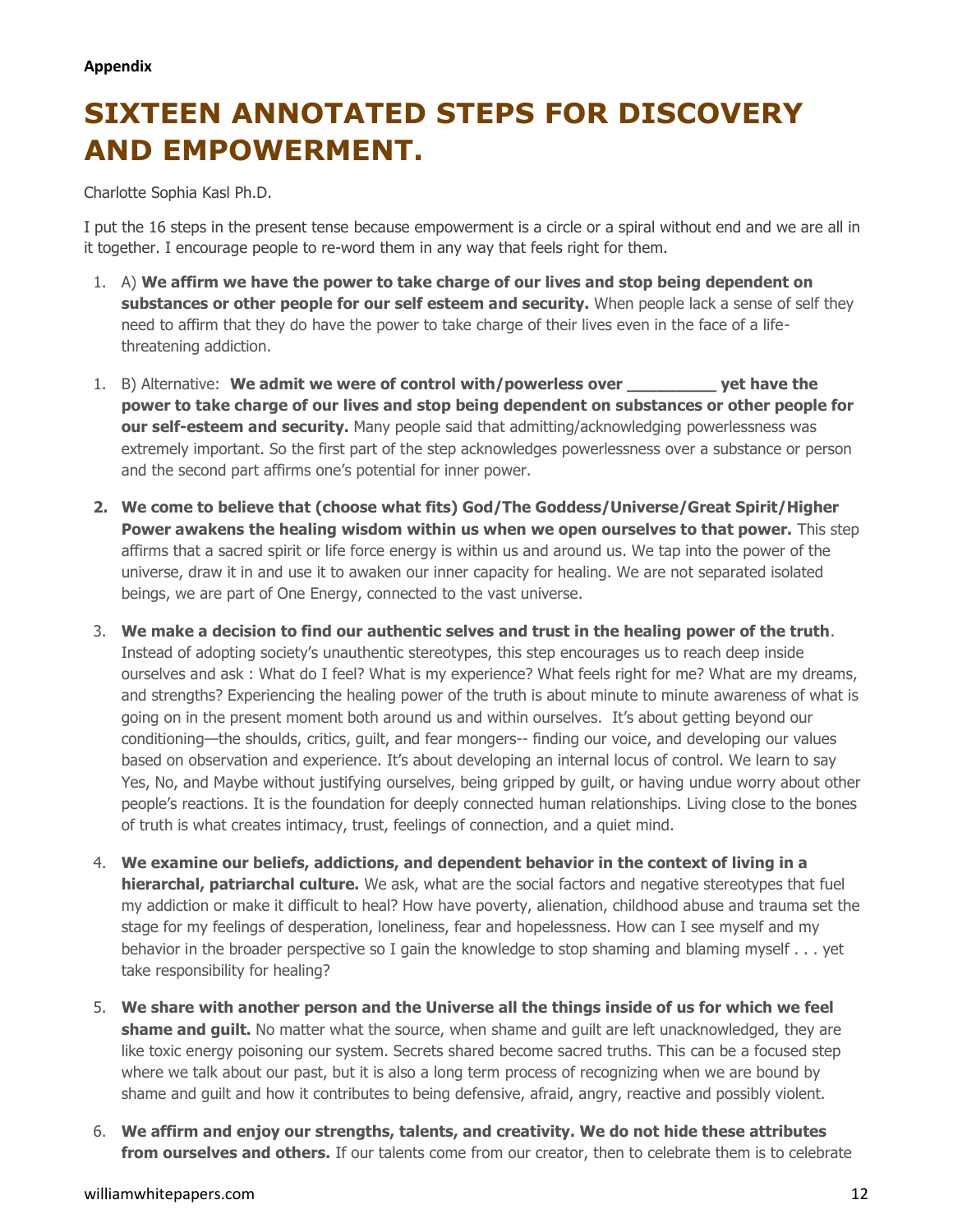**Appendix**

# SIXTEEN ANNOTATED STEPS FOR DISCOVERY AND EMPOWERMENT.

Charlotte Sophia Kasl Ph.D.

I put the 16 steps in the present tense because empowerment is a circle or a spiral without end and we are all in it together. I encourage people to re-word them in any way that feels right for them.

1. A) **We affirm we have the power to take charge of our lives and stop being dependent on substances or other people for our self esteem and security.** When people lack a sense of self they need to affirm that they do have the power to take charge of their lives even in the face of a life-threatening addiction.

1. B) Alternative: **We admit we were of control with/powerless over _________ yet have the power to take charge of our lives and stop being dependent on substances or other people for our self-esteem and security.** Many people said that admitting/acknowledging powerlessness was extremely important. So the first part of the step acknowledges powerlessness over a substance or person and the second part affirms one's potential for inner power.

2. **We come to believe that (choose what fits) God/The Goddess/Universe/Great Spirit/Higher Power awakens the healing wisdom within us when we open ourselves to that power.** This step affirms that a sacred spirit or life force energy is within us and around us. We tap into the power of the universe, draw it in and use it to awaken our inner capacity for healing. We are not separated isolated beings, we are part of One Energy, connected to the vast universe.

3. **We make a decision to find our authentic selves and trust in the healing power of the truth**. Instead of adopting society's unauthentic stereotypes, this step encourages us to reach deep inside ourselves and ask : What do I feel? What is my experience? What feels right for me? What are my dreams, and strengths? Experiencing the healing power of the truth is about minute to minute awareness of what is going on in the present moment both around us and within ourselves. It's about getting beyond our conditioning—the shoulds, critics, guilt, and fear mongers-- finding our voice, and developing our values based on observation and experience. It's about developing an internal locus of control. We learn to say Yes, No, and Maybe without justifying ourselves, being gripped by guilt, or having undue worry about other people's reactions. It is the foundation for deeply connected human relationships. Living close to the bones of truth is what creates intimacy, trust, feelings of connection, and a quiet mind.

4. **We examine our beliefs, addictions, and dependent behavior in the context of living in a hierarchal, patriarchal culture.** We ask, what are the social factors and negative stereotypes that fuel my addiction or make it difficult to heal? How have poverty, alienation, childhood abuse and trauma set the stage for my feelings of desperation, loneliness, fear and hopelessness. How can I see myself and my behavior in the broader perspective so I gain the knowledge to stop shaming and blaming myself . . . yet take responsibility for healing?

5. **We share with another person and the Universe all the things inside of us for which we feel shame and guilt.** No matter what the source, when shame and guilt are left unacknowledged, they are like toxic energy poisoning our system. Secrets shared become sacred truths. This can be a focused step where we talk about our past, but it is also a long term process of recognizing when we are bound by shame and guilt and how it contributes to being defensive, afraid, angry, reactive and possibly violent.

6. **We affirm and enjoy our strengths, talents, and creativity. We do not hide these attributes from ourselves and others.** If our talents come from our creator, then to celebrate them is to celebrate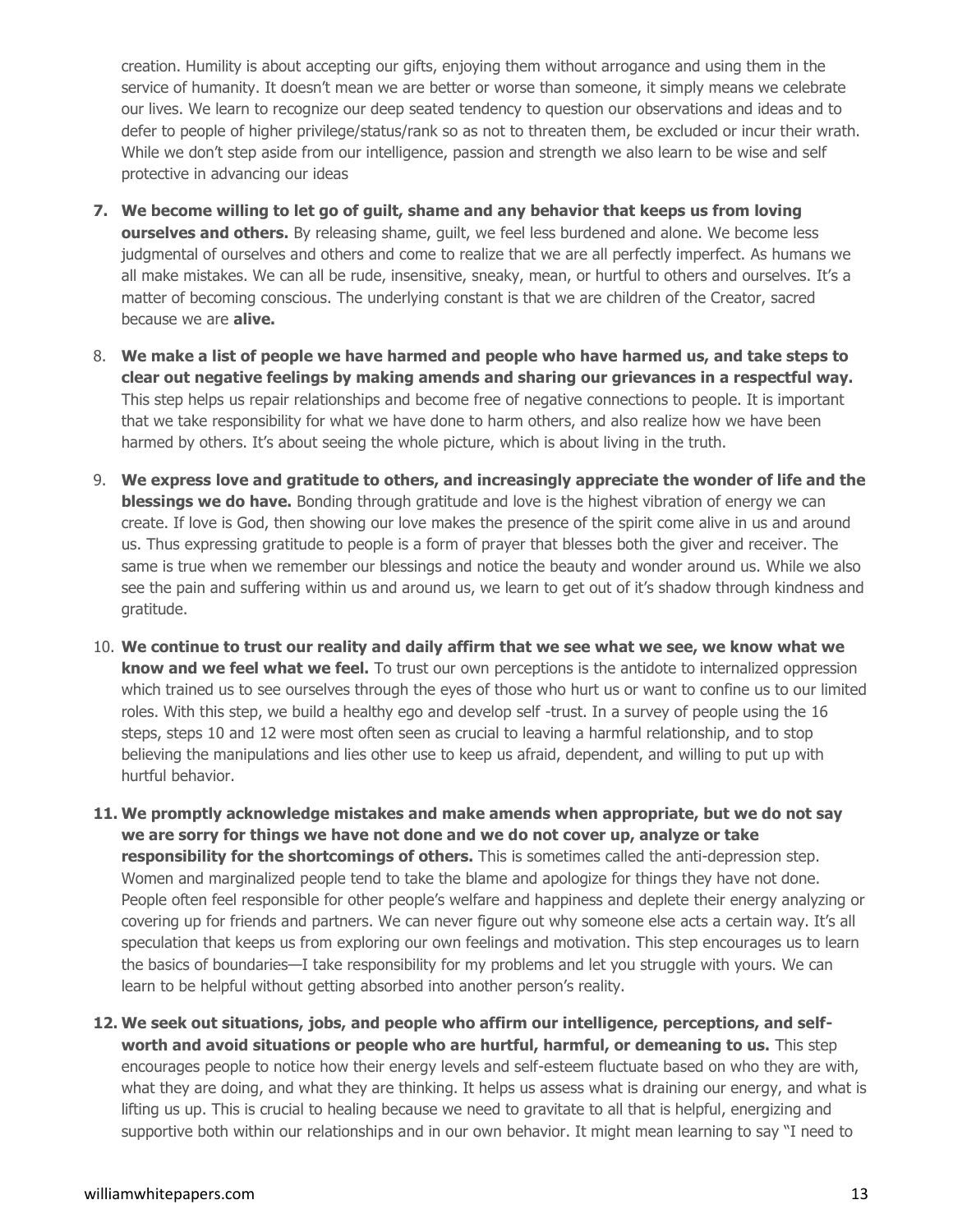creation. Humility is about accepting our gifts, enjoying them without arrogance and using them in the service of humanity. It doesn't mean we are better or worse than someone, it simply means we celebrate our lives. We learn to recognize our deep seated tendency to question our observations and ideas and to defer to people of higher privilege/status/rank so as not to threaten them, be excluded or incur their wrath. While we don't step aside from our intelligence, passion and strength we also learn to be wise and self protective in advancing our ideas

7. **We become willing to let go of guilt, shame and any behavior that keeps us from loving ourselves and others.** By releasing shame, guilt, we feel less burdened and alone. We become less judgmental of ourselves and others and come to realize that we are all perfectly imperfect. As humans we all make mistakes. We can all be rude, insensitive, sneaky, mean, or hurtful to others and ourselves. It's a matter of becoming conscious. The underlying constant is that we are children of the Creator, sacred because we are **alive.**

8. **We make a list of people we have harmed and people who have harmed us, and take steps to clear out negative feelings by making amends and sharing our grievances in a respectful way.** This step helps us repair relationships and become free of negative connections to people. It is important that we take responsibility for what we have done to harm others, and also realize how we have been harmed by others. It's about seeing the whole picture, which is about living in the truth.

9. **We express love and gratitude to others, and increasingly appreciate the wonder of life and the blessings we do have.** Bonding through gratitude and love is the highest vibration of energy we can create. If love is God, then showing our love makes the presence of the spirit come alive in us and around us. Thus expressing gratitude to people is a form of prayer that blesses both the giver and receiver. The same is true when we remember our blessings and notice the beauty and wonder around us. While we also see the pain and suffering within us and around us, we learn to get out of it's shadow through kindness and gratitude.

10. **We continue to trust our reality and daily affirm that we see what we see, we know what we know and we feel what we feel.** To trust our own perceptions is the antidote to internalized oppression which trained us to see ourselves through the eyes of those who hurt us or want to confine us to our limited roles. With this step, we build a healthy ego and develop self -trust. In a survey of people using the 16 steps, steps 10 and 12 were most often seen as crucial to leaving a harmful relationship, and to stop believing the manipulations and lies other use to keep us afraid, dependent, and willing to put up with hurtful behavior.

11. **We promptly acknowledge mistakes and make amends when appropriate, but we do not say we are sorry for things we have not done and we do not cover up, analyze or take responsibility for the shortcomings of others.** This is sometimes called the anti-depression step. Women and marginalized people tend to take the blame and apologize for things they have not done. People often feel responsible for other people's welfare and happiness and deplete their energy analyzing or covering up for friends and partners. We can never figure out why someone else acts a certain way. It's all speculation that keeps us from exploring our own feelings and motivation. This step encourages us to learn the basics of boundaries—I take responsibility for my problems and let you struggle with yours. We can learn to be helpful without getting absorbed into another person's reality.

12. **We seek out situations, jobs, and people who affirm our intelligence, perceptions, and self-worth and avoid situations or people who are hurtful, harmful, or demeaning to us.** This step encourages people to notice how their energy levels and self-esteem fluctuate based on who they are with, what they are doing, and what they are thinking. It helps us assess what is draining our energy, and what is lifting us up. This is crucial to healing because we need to gravitate to all that is helpful, energizing and supportive both within our relationships and in our own behavior. It might mean learning to say "I need to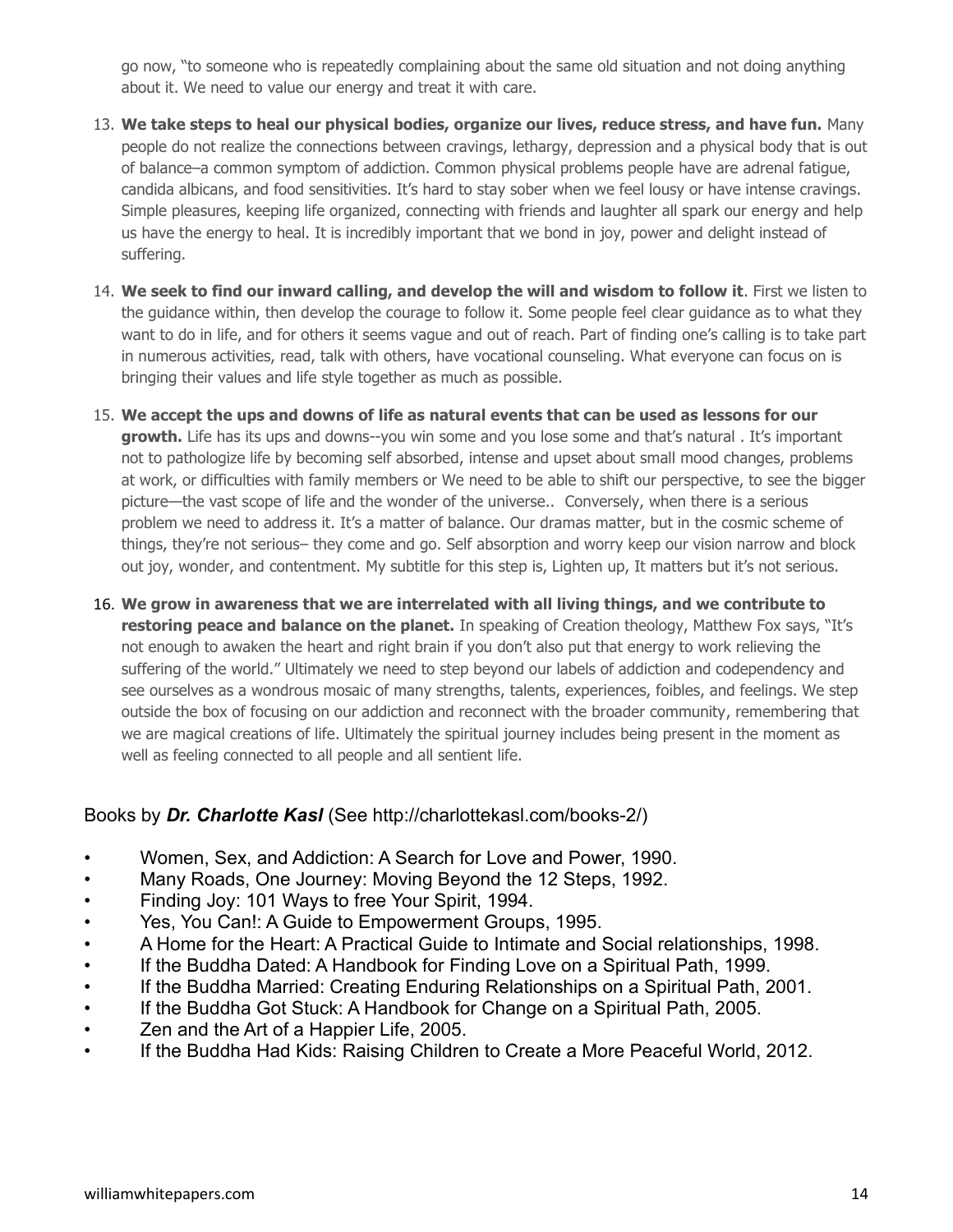go now, "to someone who is repeatedly complaining about the same old situation and not doing anything about it. We need to value our energy and treat it with care.

13. **We take steps to heal our physical bodies, organize our lives, reduce stress, and have fun.** Many people do not realize the connections between cravings, lethargy, depression and a physical body that is out of balance–a common symptom of addiction. Common physical problems people have are adrenal fatigue, candida albicans, and food sensitivities. It's hard to stay sober when we feel lousy or have intense cravings. Simple pleasures, keeping life organized, connecting with friends and laughter all spark our energy and help us have the energy to heal. It is incredibly important that we bond in joy, power and delight instead of suffering.

14. **We seek to find our inward calling, and develop the will and wisdom to follow it**. First we listen to the guidance within, then develop the courage to follow it. Some people feel clear guidance as to what they want to do in life, and for others it seems vague and out of reach. Part of finding one's calling is to take part in numerous activities, read, talk with others, have vocational counseling. What everyone can focus on is bringing their values and life style together as much as possible.

15. **We accept the ups and downs of life as natural events that can be used as lessons for our growth.** Life has its ups and downs--you win some and you lose some and that's natural . It's important not to pathologize life by becoming self absorbed, intense and upset about small mood changes, problems at work, or difficulties with family members or We need to be able to shift our perspective, to see the bigger picture—the vast scope of life and the wonder of the universe.. Conversely, when there is a serious problem we need to address it. It's a matter of balance. Our dramas matter, but in the cosmic scheme of things, they're not serious– they come and go. Self absorption and worry keep our vision narrow and block out joy, wonder, and contentment. My subtitle for this step is, Lighten up, It matters but it's not serious.

16. **We grow in awareness that we are interrelated with all living things, and we contribute to restoring peace and balance on the planet.** In speaking of Creation theology, Matthew Fox says, "It's not enough to awaken the heart and right brain if you don't also put that energy to work relieving the suffering of the world." Ultimately we need to step beyond our labels of addiction and codependency and see ourselves as a wondrous mosaic of many strengths, talents, experiences, foibles, and feelings. We step outside the box of focusing on our addiction and reconnect with the broader community, remembering that we are magical creations of life. Ultimately the spiritual journey includes being present in the moment as well as feeling connected to all people and all sentient life.

## Books by ***Dr. Charlotte Kasl*** (See http://charlottekasl.com/books-2/)

- Women, Sex, and Addiction: A Search for Love and Power, 1990.
- Many Roads, One Journey: Moving Beyond the 12 Steps, 1992.
- Finding Joy: 101 Ways to free Your Spirit, 1994.
- Yes, You Can!: A Guide to Empowerment Groups, 1995.
- A Home for the Heart: A Practical Guide to Intimate and Social relationships, 1998.
- If the Buddha Dated: A Handbook for Finding Love on a Spiritual Path, 1999.
- If the Buddha Married: Creating Enduring Relationships on a Spiritual Path, 2001.
- If the Buddha Got Stuck: A Handbook for Change on a Spiritual Path, 2005.
- Zen and the Art of a Happier Life, 2005.
- If the Buddha Had Kids: Raising Children to Create a More Peaceful World, 2012.